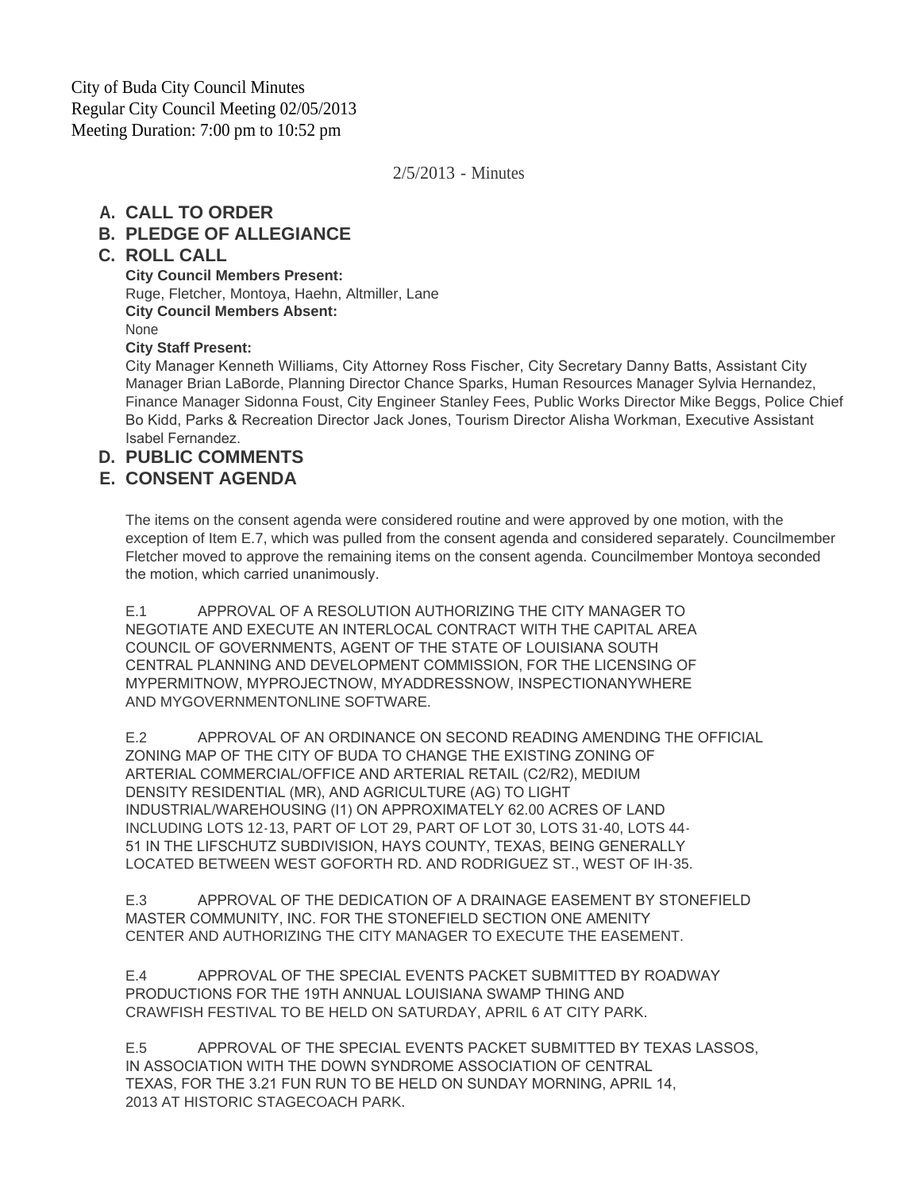City of Buda City Council Minutes
Regular City Council Meeting 02/05/2013
Meeting Duration: 7:00 pm to 10:52 pm

2/5/2013 - Minutes

## A. CALL TO ORDER

## B. PLEDGE OF ALLEGIANCE

## C. ROLL CALL

**City Council Members Present:**
Ruge, Fletcher, Montoya, Haehn, Altmiller, Lane
**City Council Members Absent:**
None
**City Staff Present:**
City Manager Kenneth Williams, City Attorney Ross Fischer, City Secretary Danny Batts, Assistant City Manager Brian LaBorde, Planning Director Chance Sparks, Human Resources Manager Sylvia Hernandez, Finance Manager Sidonna Foust, City Engineer Stanley Fees, Public Works Director Mike Beggs, Police Chief Bo Kidd, Parks & Recreation Director Jack Jones, Tourism Director Alisha Workman, Executive Assistant Isabel Fernandez.

## D. PUBLIC COMMENTS

## E. CONSENT AGENDA

The items on the consent agenda were considered routine and were approved by one motion, with the exception of Item E.7, which was pulled from the consent agenda and considered separately. Councilmember Fletcher moved to approve the remaining items on the consent agenda. Councilmember Montoya seconded the motion, which carried unanimously.

E.1 APPROVAL OF A RESOLUTION AUTHORIZING THE CITY MANAGER TO NEGOTIATE AND EXECUTE AN INTERLOCAL CONTRACT WITH THE CAPITAL AREA COUNCIL OF GOVERNMENTS, AGENT OF THE STATE OF LOUISIANA SOUTH CENTRAL PLANNING AND DEVELOPMENT COMMISSION, FOR THE LICENSING OF MYPERMITNOW, MYPROJECTNOW, MYADDRESSNOW, INSPECTIONANYWHERE AND MYGOVERNMENTONLINE SOFTWARE.

E.2 APPROVAL OF AN ORDINANCE ON SECOND READING AMENDING THE OFFICIAL ZONING MAP OF THE CITY OF BUDA TO CHANGE THE EXISTING ZONING OF ARTERIAL COMMERCIAL/OFFICE AND ARTERIAL RETAIL (C2/R2), MEDIUM DENSITY RESIDENTIAL (MR), AND AGRICULTURE (AG) TO LIGHT INDUSTRIAL/WAREHOUSING (I1) ON APPROXIMATELY 62.00 ACRES OF LAND INCLUDING LOTS 12-13, PART OF LOT 29, PART OF LOT 30, LOTS 31-40, LOTS 44-51 IN THE LIFSCHUTZ SUBDIVISION, HAYS COUNTY, TEXAS, BEING GENERALLY LOCATED BETWEEN WEST GOFORTH RD. AND RODRIGUEZ ST., WEST OF IH-35.

E.3 APPROVAL OF THE DEDICATION OF A DRAINAGE EASEMENT BY STONEFIELD MASTER COMMUNITY, INC. FOR THE STONEFIELD SECTION ONE AMENITY CENTER AND AUTHORIZING THE CITY MANAGER TO EXECUTE THE EASEMENT.

E.4 APPROVAL OF THE SPECIAL EVENTS PACKET SUBMITTED BY ROADWAY PRODUCTIONS FOR THE 19TH ANNUAL LOUISIANA SWAMP THING AND CRAWFISH FESTIVAL TO BE HELD ON SATURDAY, APRIL 6 AT CITY PARK.

E.5 APPROVAL OF THE SPECIAL EVENTS PACKET SUBMITTED BY TEXAS LASSOS, IN ASSOCIATION WITH THE DOWN SYNDROME ASSOCIATION OF CENTRAL TEXAS, FOR THE 3.21 FUN RUN TO BE HELD ON SUNDAY MORNING, APRIL 14, 2013 AT HISTORIC STAGECOACH PARK.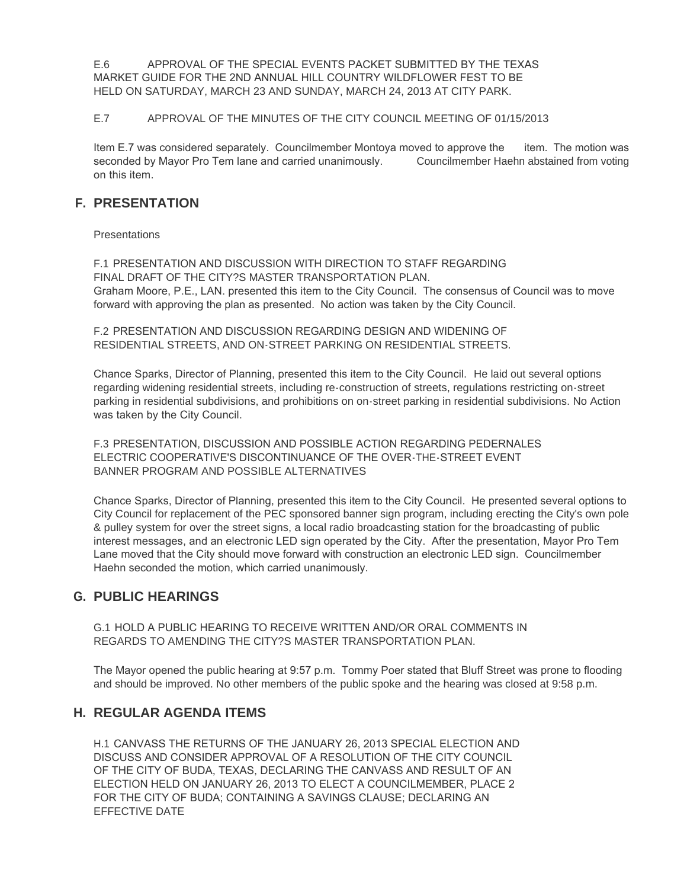E.6 APPROVAL OF THE SPECIAL EVENTS PACKET SUBMITTED BY THE TEXAS MARKET GUIDE FOR THE 2ND ANNUAL HILL COUNTRY WILDFLOWER FEST TO BE HELD ON SATURDAY, MARCH 23 AND SUNDAY, MARCH 24, 2013 AT CITY PARK.

E.7 APPROVAL OF THE MINUTES OF THE CITY COUNCIL MEETING OF 01/15/2013

Item E.7 was considered separately. Councilmember Montoya moved to approve the item. The motion was seconded by Mayor Pro Tem lane and carried unanimously. Councilmember Haehn abstained from voting on this item.

## F. PRESENTATION

Presentations

F.1 PRESENTATION AND DISCUSSION WITH DIRECTION TO STAFF REGARDING FINAL DRAFT OF THE CITY?S MASTER TRANSPORTATION PLAN.
Graham Moore, P.E., LAN. presented this item to the City Council. The consensus of Council was to move forward with approving the plan as presented. No action was taken by the City Council.

F.2 PRESENTATION AND DISCUSSION REGARDING DESIGN AND WIDENING OF RESIDENTIAL STREETS, AND ON-STREET PARKING ON RESIDENTIAL STREETS.

Chance Sparks, Director of Planning, presented this item to the City Council. He laid out several options regarding widening residential streets, including re-construction of streets, regulations restricting on-street parking in residential subdivisions, and prohibitions on on-street parking in residential subdivisions. No Action was taken by the City Council.

F.3 PRESENTATION, DISCUSSION AND POSSIBLE ACTION REGARDING PEDERNALES ELECTRIC COOPERATIVE'S DISCONTINUANCE OF THE OVER-THE-STREET EVENT BANNER PROGRAM AND POSSIBLE ALTERNATIVES

Chance Sparks, Director of Planning, presented this item to the City Council. He presented several options to City Council for replacement of the PEC sponsored banner sign program, including erecting the City's own pole & pulley system for over the street signs, a local radio broadcasting station for the broadcasting of public interest messages, and an electronic LED sign operated by the City. After the presentation, Mayor Pro Tem Lane moved that the City should move forward with construction an electronic LED sign. Councilmember Haehn seconded the motion, which carried unanimously.

## G. PUBLIC HEARINGS

G.1 HOLD A PUBLIC HEARING TO RECEIVE WRITTEN AND/OR ORAL COMMENTS IN REGARDS TO AMENDING THE CITY?S MASTER TRANSPORTATION PLAN.

The Mayor opened the public hearing at 9:57 p.m. Tommy Poer stated that Bluff Street was prone to flooding and should be improved. No other members of the public spoke and the hearing was closed at 9:58 p.m.

## H. REGULAR AGENDA ITEMS

H.1 CANVASS THE RETURNS OF THE JANUARY 26, 2013 SPECIAL ELECTION AND DISCUSS AND CONSIDER APPROVAL OF A RESOLUTION OF THE CITY COUNCIL OF THE CITY OF BUDA, TEXAS, DECLARING THE CANVASS AND RESULT OF AN ELECTION HELD ON JANUARY 26, 2013 TO ELECT A COUNCILMEMBER, PLACE 2 FOR THE CITY OF BUDA; CONTAINING A SAVINGS CLAUSE; DECLARING AN EFFECTIVE DATE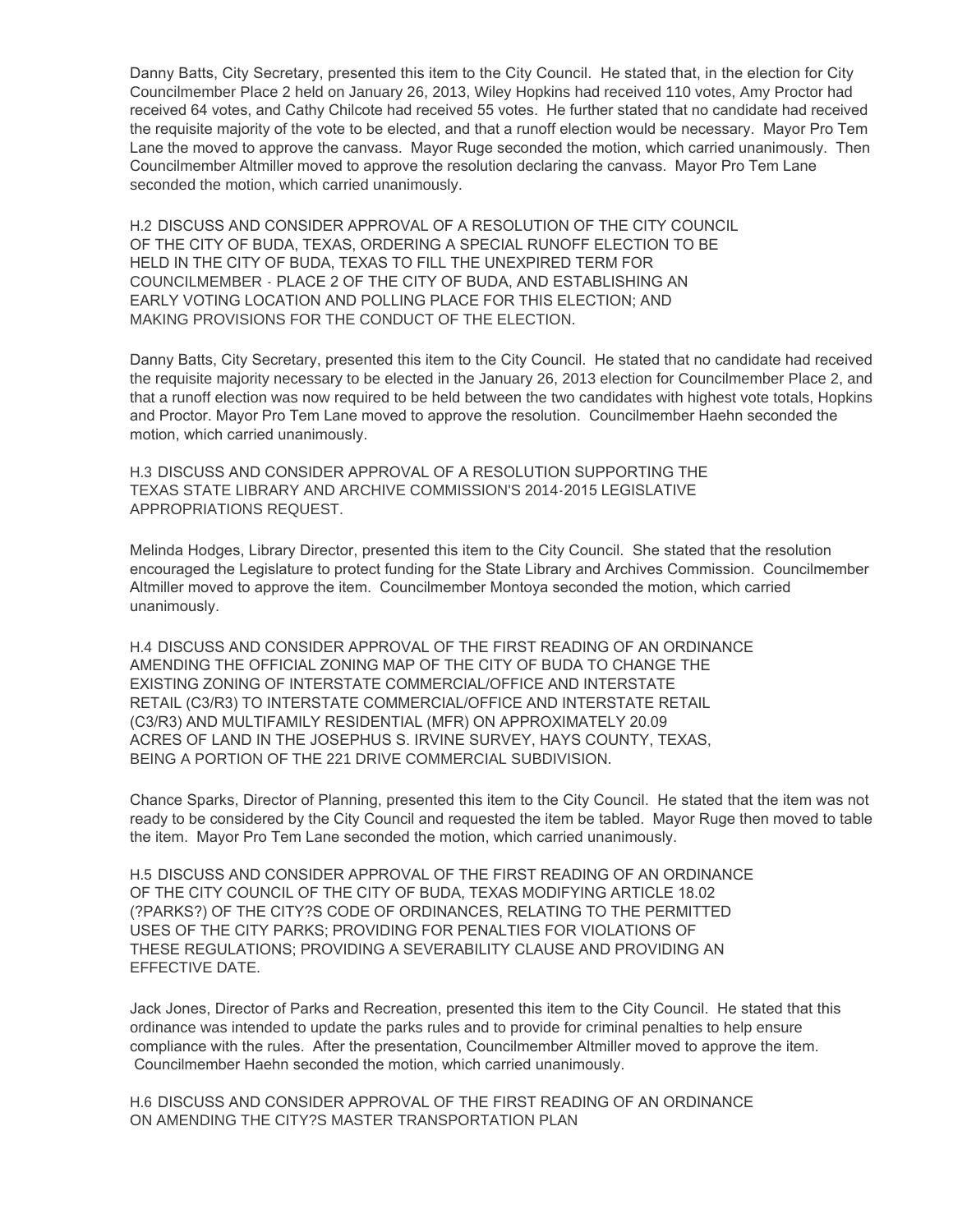Danny Batts, City Secretary, presented this item to the City Council. He stated that, in the election for City Councilmember Place 2 held on January 26, 2013, Wiley Hopkins had received 110 votes, Amy Proctor had received 64 votes, and Cathy Chilcote had received 55 votes. He further stated that no candidate had received the requisite majority of the vote to be elected, and that a runoff election would be necessary. Mayor Pro Tem Lane the moved to approve the canvass. Mayor Ruge seconded the motion, which carried unanimously. Then Councilmember Altmiller moved to approve the resolution declaring the canvass. Mayor Pro Tem Lane seconded the motion, which carried unanimously.

H.2 DISCUSS AND CONSIDER APPROVAL OF A RESOLUTION OF THE CITY COUNCIL OF THE CITY OF BUDA, TEXAS, ORDERING A SPECIAL RUNOFF ELECTION TO BE HELD IN THE CITY OF BUDA, TEXAS TO FILL THE UNEXPIRED TERM FOR COUNCILMEMBER - PLACE 2 OF THE CITY OF BUDA, AND ESTABLISHING AN EARLY VOTING LOCATION AND POLLING PLACE FOR THIS ELECTION; AND MAKING PROVISIONS FOR THE CONDUCT OF THE ELECTION.

Danny Batts, City Secretary, presented this item to the City Council. He stated that no candidate had received the requisite majority necessary to be elected in the January 26, 2013 election for Councilmember Place 2, and that a runoff election was now required to be held between the two candidates with highest vote totals, Hopkins and Proctor. Mayor Pro Tem Lane moved to approve the resolution. Councilmember Haehn seconded the motion, which carried unanimously.

H.3 DISCUSS AND CONSIDER APPROVAL OF A RESOLUTION SUPPORTING THE TEXAS STATE LIBRARY AND ARCHIVE COMMISSION'S 2014-2015 LEGISLATIVE APPROPRIATIONS REQUEST.

Melinda Hodges, Library Director, presented this item to the City Council. She stated that the resolution encouraged the Legislature to protect funding for the State Library and Archives Commission. Councilmember Altmiller moved to approve the item. Councilmember Montoya seconded the motion, which carried unanimously.

H.4 DISCUSS AND CONSIDER APPROVAL OF THE FIRST READING OF AN ORDINANCE AMENDING THE OFFICIAL ZONING MAP OF THE CITY OF BUDA TO CHANGE THE EXISTING ZONING OF INTERSTATE COMMERCIAL/OFFICE AND INTERSTATE RETAIL (C3/R3) TO INTERSTATE COMMERCIAL/OFFICE AND INTERSTATE RETAIL (C3/R3) AND MULTIFAMILY RESIDENTIAL (MFR) ON APPROXIMATELY 20.09 ACRES OF LAND IN THE JOSEPHUS S. IRVINE SURVEY, HAYS COUNTY, TEXAS, BEING A PORTION OF THE 221 DRIVE COMMERCIAL SUBDIVISION.

Chance Sparks, Director of Planning, presented this item to the City Council. He stated that the item was not ready to be considered by the City Council and requested the item be tabled. Mayor Ruge then moved to table the item. Mayor Pro Tem Lane seconded the motion, which carried unanimously.

H.5 DISCUSS AND CONSIDER APPROVAL OF THE FIRST READING OF AN ORDINANCE OF THE CITY COUNCIL OF THE CITY OF BUDA, TEXAS MODIFYING ARTICLE 18.02 (?PARKS?) OF THE CITY?S CODE OF ORDINANCES, RELATING TO THE PERMITTED USES OF THE CITY PARKS; PROVIDING FOR PENALTIES FOR VIOLATIONS OF THESE REGULATIONS; PROVIDING A SEVERABILITY CLAUSE AND PROVIDING AN EFFECTIVE DATE.

Jack Jones, Director of Parks and Recreation, presented this item to the City Council. He stated that this ordinance was intended to update the parks rules and to provide for criminal penalties to help ensure compliance with the rules. After the presentation, Councilmember Altmiller moved to approve the item. Councilmember Haehn seconded the motion, which carried unanimously.

H.6 DISCUSS AND CONSIDER APPROVAL OF THE FIRST READING OF AN ORDINANCE ON AMENDING THE CITY?S MASTER TRANSPORTATION PLAN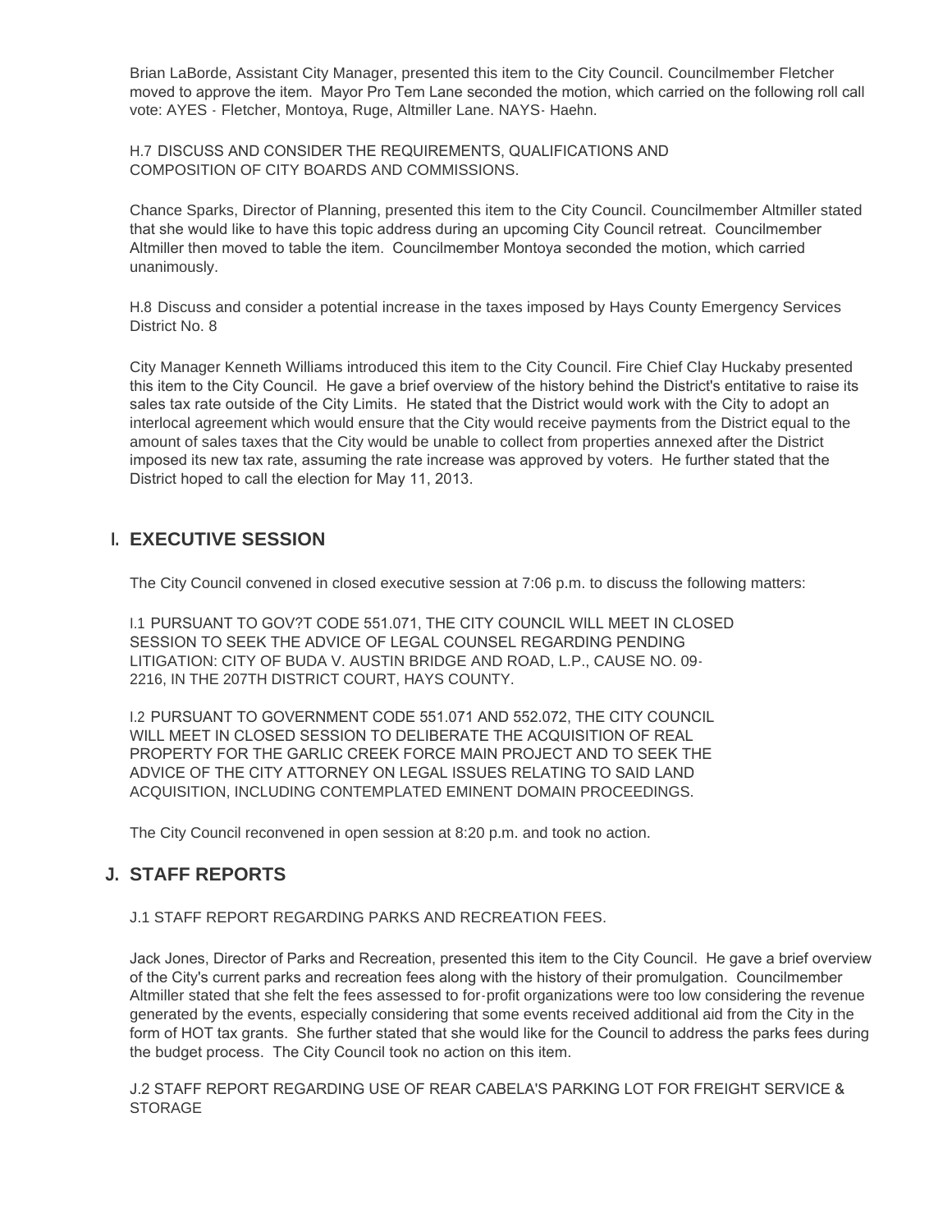Brian LaBorde, Assistant City Manager, presented this item to the City Council. Councilmember Fletcher moved to approve the item. Mayor Pro Tem Lane seconded the motion, which carried on the following roll call vote: AYES - Fletcher, Montoya, Ruge, Altmiller Lane. NAYS- Haehn.

H.7 DISCUSS AND CONSIDER THE REQUIREMENTS, QUALIFICATIONS AND COMPOSITION OF CITY BOARDS AND COMMISSIONS.

Chance Sparks, Director of Planning, presented this item to the City Council. Councilmember Altmiller stated that she would like to have this topic address during an upcoming City Council retreat. Councilmember Altmiller then moved to table the item. Councilmember Montoya seconded the motion, which carried unanimously.

H.8 Discuss and consider a potential increase in the taxes imposed by Hays County Emergency Services District No. 8

City Manager Kenneth Williams introduced this item to the City Council. Fire Chief Clay Huckaby presented this item to the City Council. He gave a brief overview of the history behind the District's entitative to raise its sales tax rate outside of the City Limits. He stated that the District would work with the City to adopt an interlocal agreement which would ensure that the City would receive payments from the District equal to the amount of sales taxes that the City would be unable to collect from properties annexed after the District imposed its new tax rate, assuming the rate increase was approved by voters. He further stated that the District hoped to call the election for May 11, 2013.

## I. EXECUTIVE SESSION

The City Council convened in closed executive session at 7:06 p.m. to discuss the following matters:

I.1 PURSUANT TO GOV?T CODE 551.071, THE CITY COUNCIL WILL MEET IN CLOSED SESSION TO SEEK THE ADVICE OF LEGAL COUNSEL REGARDING PENDING LITIGATION: CITY OF BUDA V. AUSTIN BRIDGE AND ROAD, L.P., CAUSE NO. 09-2216, IN THE 207TH DISTRICT COURT, HAYS COUNTY.

I.2 PURSUANT TO GOVERNMENT CODE 551.071 AND 552.072, THE CITY COUNCIL WILL MEET IN CLOSED SESSION TO DELIBERATE THE ACQUISITION OF REAL PROPERTY FOR THE GARLIC CREEK FORCE MAIN PROJECT AND TO SEEK THE ADVICE OF THE CITY ATTORNEY ON LEGAL ISSUES RELATING TO SAID LAND ACQUISITION, INCLUDING CONTEMPLATED EMINENT DOMAIN PROCEEDINGS.

The City Council reconvened in open session at 8:20 p.m. and took no action.

## J. STAFF REPORTS

J.1 STAFF REPORT REGARDING PARKS AND RECREATION FEES.

Jack Jones, Director of Parks and Recreation, presented this item to the City Council. He gave a brief overview of the City's current parks and recreation fees along with the history of their promulgation. Councilmember Altmiller stated that she felt the fees assessed to for-profit organizations were too low considering the revenue generated by the events, especially considering that some events received additional aid from the City in the form of HOT tax grants. She further stated that she would like for the Council to address the parks fees during the budget process. The City Council took no action on this item.

J.2 STAFF REPORT REGARDING USE OF REAR CABELA'S PARKING LOT FOR FREIGHT SERVICE & STORAGE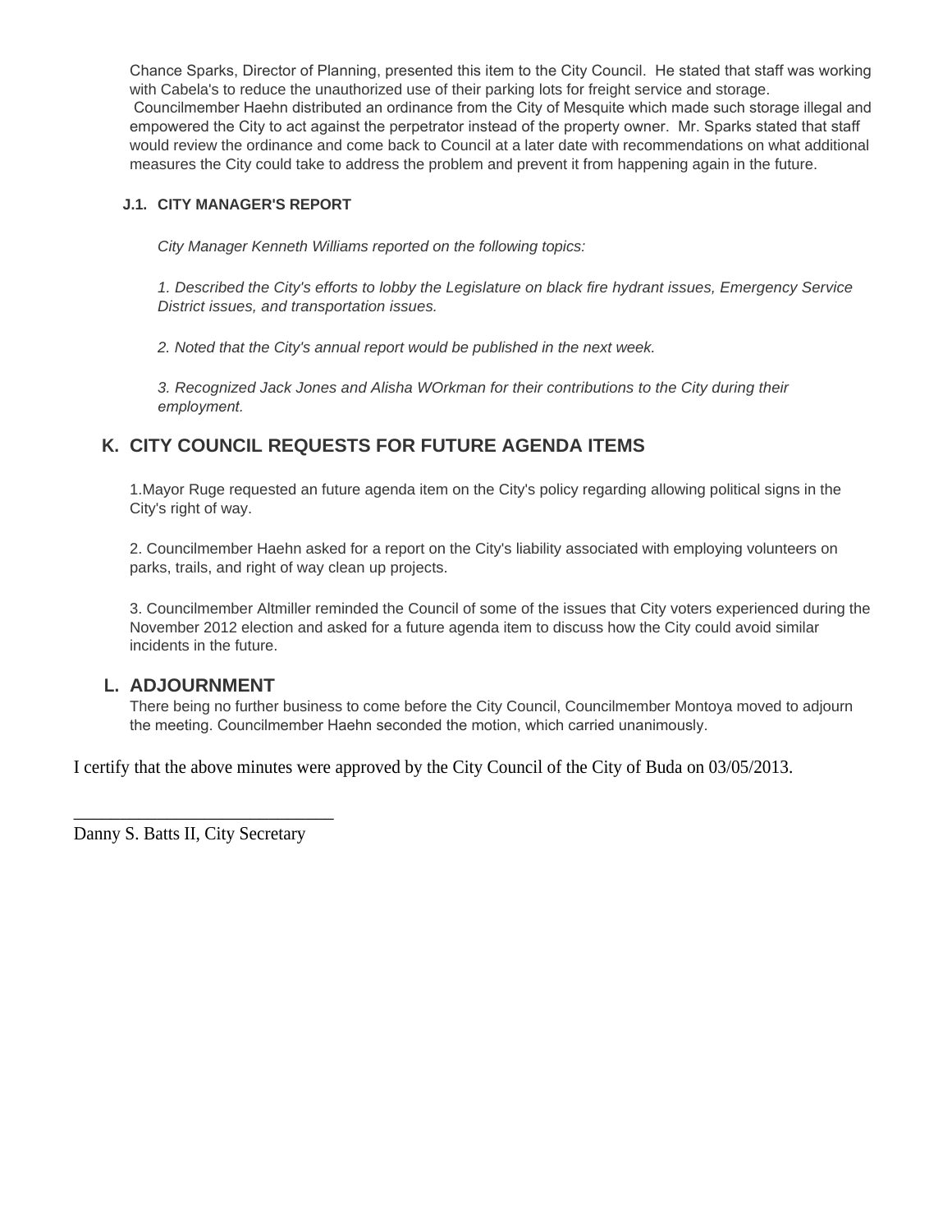Chance Sparks, Director of Planning, presented this item to the City Council. He stated that staff was working with Cabela's to reduce the unauthorized use of their parking lots for freight service and storage. Councilmember Haehn distributed an ordinance from the City of Mesquite which made such storage illegal and empowered the City to act against the perpetrator instead of the property owner. Mr. Sparks stated that staff would review the ordinance and come back to Council at a later date with recommendations on what additional measures the City could take to address the problem and prevent it from happening again in the future.

### J.1. CITY MANAGER'S REPORT

*City Manager Kenneth Williams reported on the following topics:*

*1. Described the City's efforts to lobby the Legislature on black fire hydrant issues, Emergency Service District issues, and transportation issues.*

*2. Noted that the City's annual report would be published in the next week.*

*3. Recognized Jack Jones and Alisha WOrkman for their contributions to the City during their employment.*

## K. CITY COUNCIL REQUESTS FOR FUTURE AGENDA ITEMS

1.Mayor Ruge requested an future agenda item on the City's policy regarding allowing political signs in the City's right of way.

2. Councilmember Haehn asked for a report on the City's liability associated with employing volunteers on parks, trails, and right of way clean up projects.

3. Councilmember Altmiller reminded the Council of some of the issues that City voters experienced during the November 2012 election and asked for a future agenda item to discuss how the City could avoid similar incidents in the future.

## L. ADJOURNMENT

There being no further business to come before the City Council, Councilmember Montoya moved to adjourn the meeting. Councilmember Haehn seconded the motion, which carried unanimously.

I certify that the above minutes were approved by the City Council of the City of Buda on 03/05/2013.

______________________________

Danny S. Batts II, City Secretary